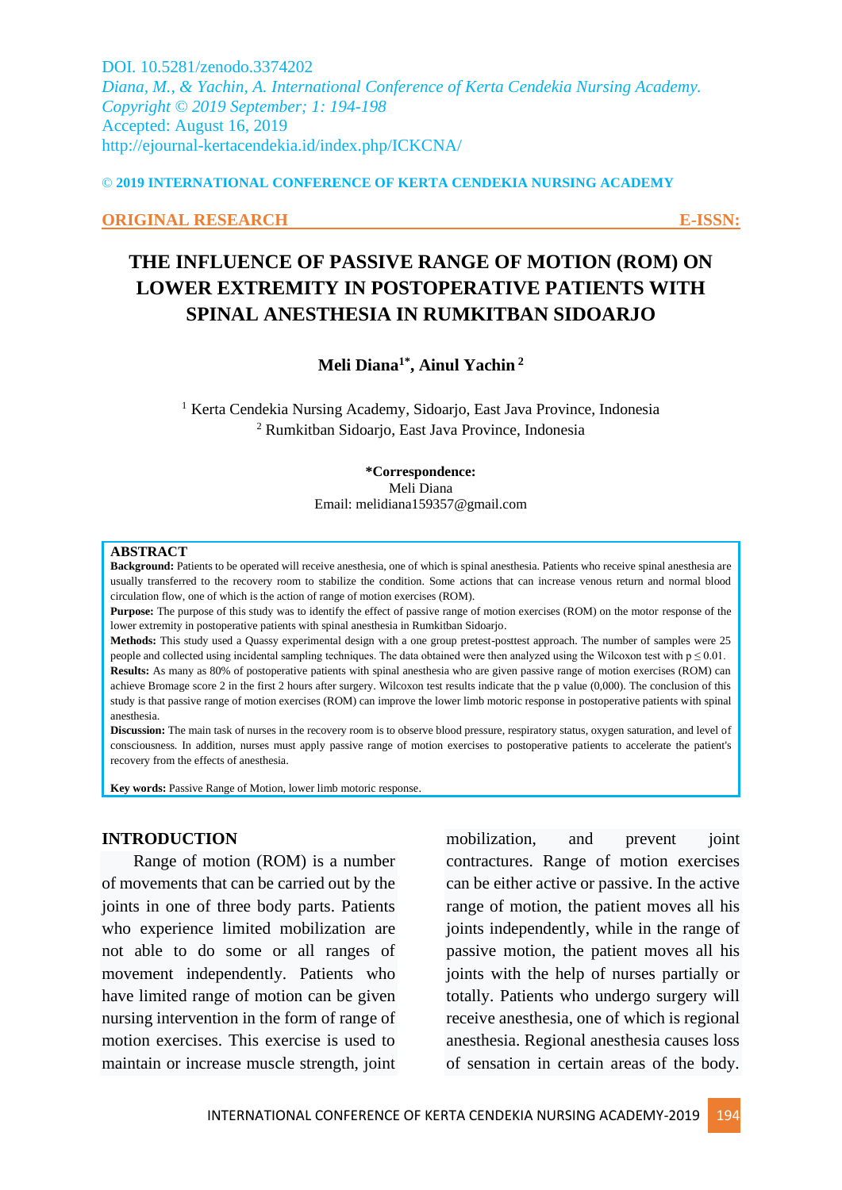DOI. 10.5281/zenodo.3374202
*Diana, M., & Yachin, A. International Conference of Kerta Cendekia Nursing Academy.*
*Copyright © 2019 September; 1: 194-198*
Accepted: August 16, 2019
http://ejournal-kertacendekia.id/index.php/ICKCNA/

**© 2019 INTERNATIONAL CONFERENCE OF KERTA CENDEKIA NURSING ACADEMY**

**ORIGINAL RESEARCH** **E-ISSN:**

# THE INFLUENCE OF PASSIVE RANGE OF MOTION (ROM) ON LOWER EXTREMITY IN POSTOPERATIVE PATIENTS WITH SPINAL ANESTHESIA IN RUMKITBAN SIDOARJO

**Meli Diana[1*], Ainul Yachin[2]**

[1] Kerta Cendekia Nursing Academy, Sidoarjo, East Java Province, Indonesia
[2] Rumkitban Sidoarjo, East Java Province, Indonesia

**\*Correspondence:**
Meli Diana
Email: melidiana159357@gmail.com

## ABSTRACT

**Background:** Patients to be operated will receive anesthesia, one of which is spinal anesthesia. Patients who receive spinal anesthesia are usually transferred to the recovery room to stabilize the condition. Some actions that can increase venous return and normal blood circulation flow, one of which is the action of range of motion exercises (ROM).

**Purpose:** The purpose of this study was to identify the effect of passive range of motion exercises (ROM) on the motor response of the lower extremity in postoperative patients with spinal anesthesia in Rumkitban Sidoarjo.

**Methods:** This study used a Quassy experimental design with a one group pretest-posttest approach. The number of samples were 25 people and collected using incidental sampling techniques. The data obtained were then analyzed using the Wilcoxon test with $p \leq 0.01$.

**Results:** As many as 80% of postoperative patients with spinal anesthesia who are given passive range of motion exercises (ROM) can achieve Bromage score 2 in the first 2 hours after surgery. Wilcoxon test results indicate that the p value (0,000). The conclusion of this study is that passive range of motion exercises (ROM) can improve the lower limb motoric response in postoperative patients with spinal anesthesia.

**Discussion:** The main task of nurses in the recovery room is to observe blood pressure, respiratory status, oxygen saturation, and level of consciousness. In addition, nurses must apply passive range of motion exercises to postoperative patients to accelerate the patient's recovery from the effects of anesthesia.

**Key words:** Passive Range of Motion, lower limb motoric response.

## INTRODUCTION

Range of motion (ROM) is a number of movements that can be carried out by the joints in one of three body parts. Patients who experience limited mobilization are not able to do some or all ranges of movement independently. Patients who have limited range of motion can be given nursing intervention in the form of range of motion exercises. This exercise is used to maintain or increase muscle strength, joint mobilization, and prevent joint contractures. Range of motion exercises can be either active or passive. In the active range of motion, the patient moves all his joints independently, while in the range of passive motion, the patient moves all his joints with the help of nurses partially or totally. Patients who undergo surgery will receive anesthesia, one of which is regional anesthesia. Regional anesthesia causes loss of sensation in certain areas of the body.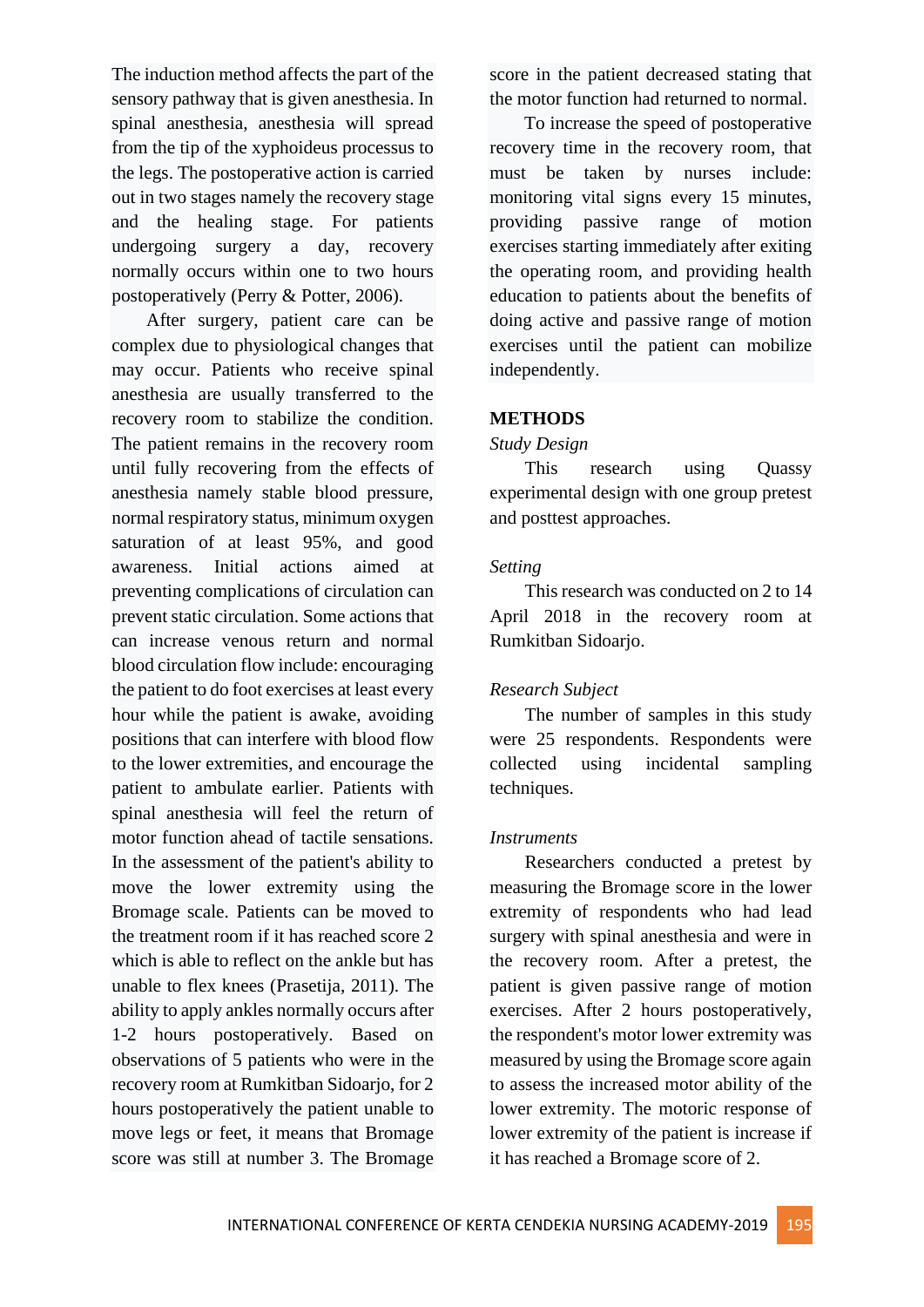The induction method affects the part of the sensory pathway that is given anesthesia. In spinal anesthesia, anesthesia will spread from the tip of the xyphoideus processus to the legs. The postoperative action is carried out in two stages namely the recovery stage and the healing stage. For patients undergoing surgery a day, recovery normally occurs within one to two hours postoperatively (Perry & Potter, 2006).

After surgery, patient care can be complex due to physiological changes that may occur. Patients who receive spinal anesthesia are usually transferred to the recovery room to stabilize the condition. The patient remains in the recovery room until fully recovering from the effects of anesthesia namely stable blood pressure, normal respiratory status, minimum oxygen saturation of at least 95%, and good awareness. Initial actions aimed at preventing complications of circulation can prevent static circulation. Some actions that can increase venous return and normal blood circulation flow include: encouraging the patient to do foot exercises at least every hour while the patient is awake, avoiding positions that can interfere with blood flow to the lower extremities, and encourage the patient to ambulate earlier. Patients with spinal anesthesia will feel the return of motor function ahead of tactile sensations. In the assessment of the patient's ability to move the lower extremity using the Bromage scale. Patients can be moved to the treatment room if it has reached score 2 which is able to reflect on the ankle but has unable to flex knees (Prasetija, 2011). The ability to apply ankles normally occurs after 1-2 hours postoperatively. Based on observations of 5 patients who were in the recovery room at Rumkitban Sidoarjo, for 2 hours postoperatively the patient unable to move legs or feet, it means that Bromage score was still at number 3. The Bromage score in the patient decreased stating that the motor function had returned to normal.

To increase the speed of postoperative recovery time in the recovery room, that must be taken by nurses include: monitoring vital signs every 15 minutes, providing passive range of motion exercises starting immediately after exiting the operating room, and providing health education to patients about the benefits of doing active and passive range of motion exercises until the patient can mobilize independently.

## METHODS

### *Study Design*

This research using Quassy experimental design with one group pretest and posttest approaches.

### *Setting*

This research was conducted on 2 to 14 April 2018 in the recovery room at Rumkitban Sidoarjo.

### *Research Subject*

The number of samples in this study were 25 respondents. Respondents were collected using incidental sampling techniques.

### *Instruments*

Researchers conducted a pretest by measuring the Bromage score in the lower extremity of respondents who had lead surgery with spinal anesthesia and were in the recovery room. After a pretest, the patient is given passive range of motion exercises. After 2 hours postoperatively, the respondent's motor lower extremity was measured by using the Bromage score again to assess the increased motor ability of the lower extremity. The motoric response of lower extremity of the patient is increase if it has reached a Bromage score of 2.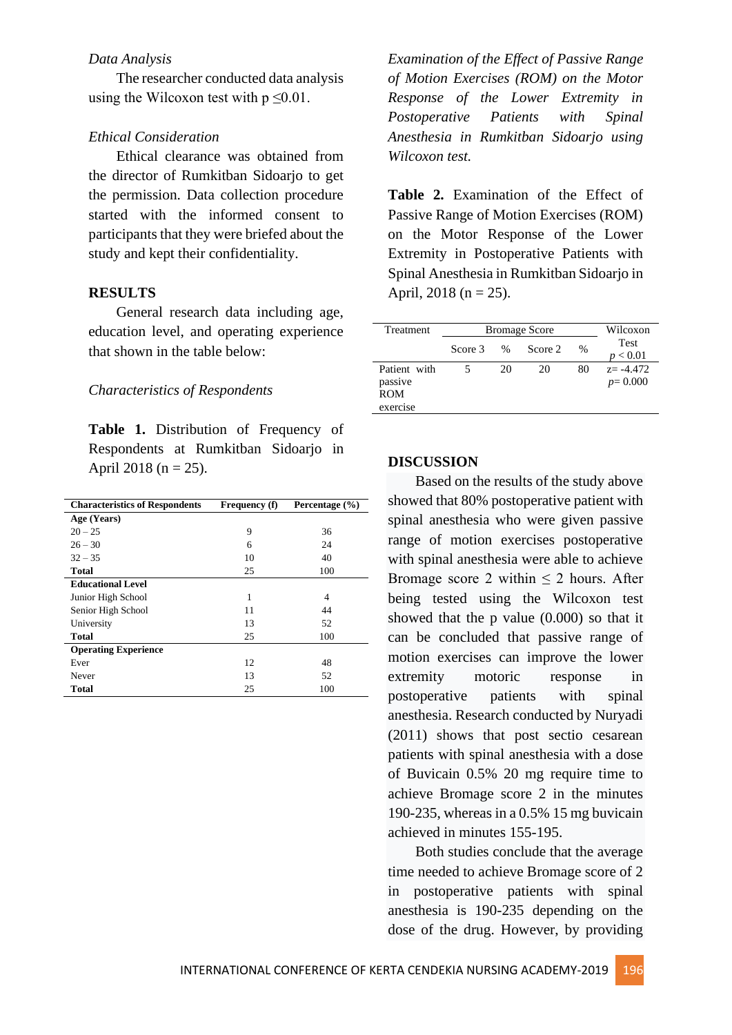*Data Analysis*

The researcher conducted data analysis using the Wilcoxon test with $p \leq 0.01$.

*Ethical Consideration*

Ethical clearance was obtained from the director of Rumkitban Sidoarjo to get the permission. Data collection procedure started with the informed consent to participants that they were briefed about the study and kept their confidentiality.

## RESULTS

General research data including age, education level, and operating experience that shown in the table below:

*Characteristics of Respondents*

**Table 1.** Distribution of Frequency of Respondents at Rumkitban Sidoarjo in April 2018 (n = 25).

| Characteristics of Respondents | Frequency (f) | Percentage (%) |
|---|---|---|
| **Age (Years)** | | |
| 20 – 25 | 9 | 36 |
| 26 – 30 | 6 | 24 |
| 32 – 35 | 10 | 40 |
| **Total** | 25 | 100 |
| **Educational Level** | | |
| Junior High School | 1 | 4 |
| Senior High School | 11 | 44 |
| University | 13 | 52 |
| **Total** | 25 | 100 |
| **Operating Experience** | | |
| Ever | 12 | 48 |
| Never | 13 | 52 |
| **Total** | 25 | 100 |

*Examination of the Effect of Passive Range of Motion Exercises (ROM) on the Motor Response of the Lower Extremity in Postoperative Patients with Spinal Anesthesia in Rumkitban Sidoarjo using Wilcoxon test.*

**Table 2.** Examination of the Effect of Passive Range of Motion Exercises (ROM) on the Motor Response of the Lower Extremity in Postoperative Patients with Spinal Anesthesia in Rumkitban Sidoarjo in April, 2018 (n = 25).

| Treatment | Bromage Score | | | | Wilcoxon Test $p < 0.01$ |
|---|---|---|---|---|---|
| | Score 3 | % | Score 2 | % | |
| Patient with passive ROM exercise | 5 | 20 | 20 | 80 | z= -4.472 $p$= 0.000 |

## DISCUSSION

Based on the results of the study above showed that 80% postoperative patient with spinal anesthesia who were given passive range of motion exercises postoperative with spinal anesthesia were able to achieve Bromage score 2 within ≤ 2 hours. After being tested using the Wilcoxon test showed that the p value (0.000) so that it can be concluded that passive range of motion exercises can improve the lower extremity motoric response in postoperative patients with spinal anesthesia. Research conducted by Nuryadi (2011) shows that post sectio cesarean patients with spinal anesthesia with a dose of Buvicain 0.5% 20 mg require time to achieve Bromage score 2 in the minutes 190-235, whereas in a 0.5% 15 mg buvicain achieved in minutes 155-195.

Both studies conclude that the average time needed to achieve Bromage score of 2 in postoperative patients with spinal anesthesia is 190-235 depending on the dose of the drug. However, by providing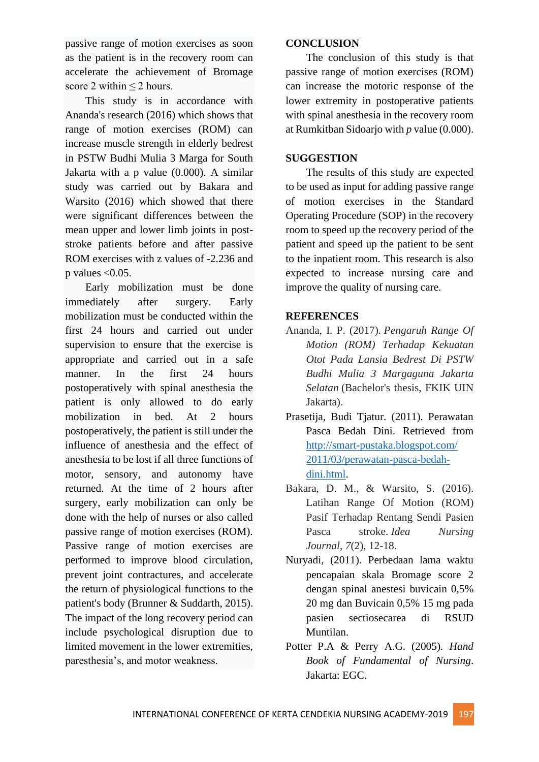passive range of motion exercises as soon as the patient is in the recovery room can accelerate the achievement of Bromage score 2 within ≤ 2 hours.

This study is in accordance with Ananda's research (2016) which shows that range of motion exercises (ROM) can increase muscle strength in elderly bedrest in PSTW Budhi Mulia 3 Marga for South Jakarta with a p value (0.000). A similar study was carried out by Bakara and Warsito (2016) which showed that there were significant differences between the mean upper and lower limb joints in post-stroke patients before and after passive ROM exercises with z values of -2.236 and p values <0.05.

Early mobilization must be done immediately after surgery. Early mobilization must be conducted within the first 24 hours and carried out under supervision to ensure that the exercise is appropriate and carried out in a safe manner. In the first 24 hours postoperatively with spinal anesthesia the patient is only allowed to do early mobilization in bed. At 2 hours postoperatively, the patient is still under the influence of anesthesia and the effect of anesthesia to be lost if all three functions of motor, sensory, and autonomy have returned. At the time of 2 hours after surgery, early mobilization can only be done with the help of nurses or also called passive range of motion exercises (ROM). Passive range of motion exercises are performed to improve blood circulation, prevent joint contractures, and accelerate the return of physiological functions to the patient's body (Brunner & Suddarth, 2015). The impact of the long recovery period can include psychological disruption due to limited movement in the lower extremities, paresthesia's, and motor weakness.

## CONCLUSION

The conclusion of this study is that passive range of motion exercises (ROM) can increase the motoric response of the lower extremity in postoperative patients with spinal anesthesia in the recovery room at Rumkitban Sidoarjo with *p* value (0.000).

## SUGGESTION

The results of this study are expected to be used as input for adding passive range of motion exercises in the Standard Operating Procedure (SOP) in the recovery room to speed up the recovery period of the patient and speed up the patient to be sent to the inpatient room. This research is also expected to increase nursing care and improve the quality of nursing care.

## REFERENCES

Ananda, I. P. (2017). *Pengaruh Range Of Motion (ROM) Terhadap Kekuatan Otot Pada Lansia Bedrest Di PSTW Budhi Mulia 3 Margaguna Jakarta Selatan* (Bachelor's thesis, FKIK UIN Jakarta).

Prasetija, Budi Tjatur. (2011). Perawatan Pasca Bedah Dini. Retrieved from http://smart-pustaka.blogspot.com/2011/03/perawatan-pasca-bedah-dini.html.

Bakara, D. M., & Warsito, S. (2016). Latihan Range Of Motion (ROM) Pasif Terhadap Rentang Sendi Pasien Pasca stroke. *Idea Nursing Journal*, *7*(2), 12-18.

Nuryadi, (2011). Perbedaan lama waktu pencapaian skala Bromage score 2 dengan spinal anestesi buvicain 0,5% 20 mg dan Buvicain 0,5% 15 mg pada pasien sectiosecarea di RSUD Muntilan.

Potter P.A & Perry A.G. (2005). *Hand Book of Fundamental of Nursing*. Jakarta: EGC.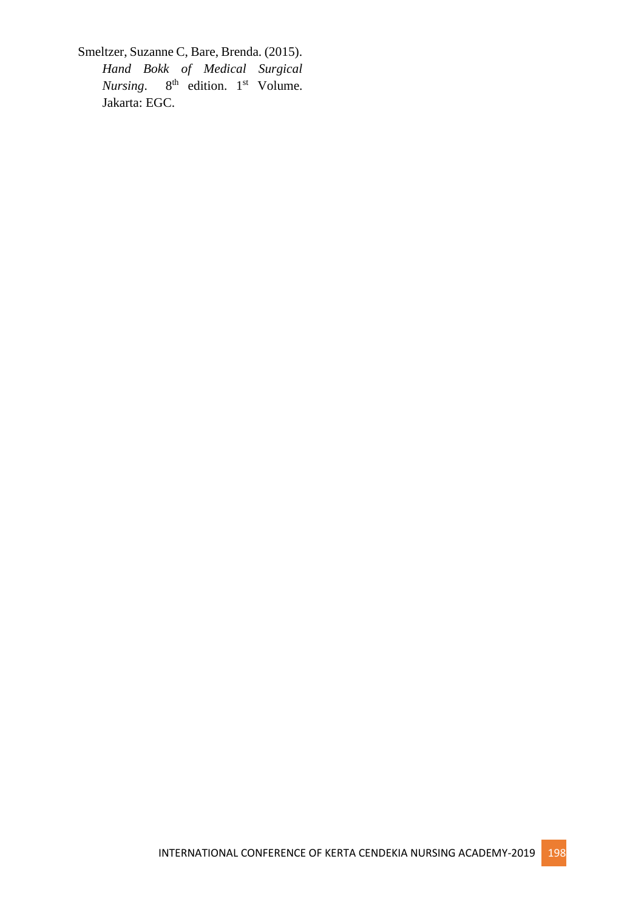Smeltzer, Suzanne C, Bare, Brenda. (2015). *Hand Bokk of Medical Surgical Nursing*. 8th edition. 1st Volume. Jakarta: EGC.